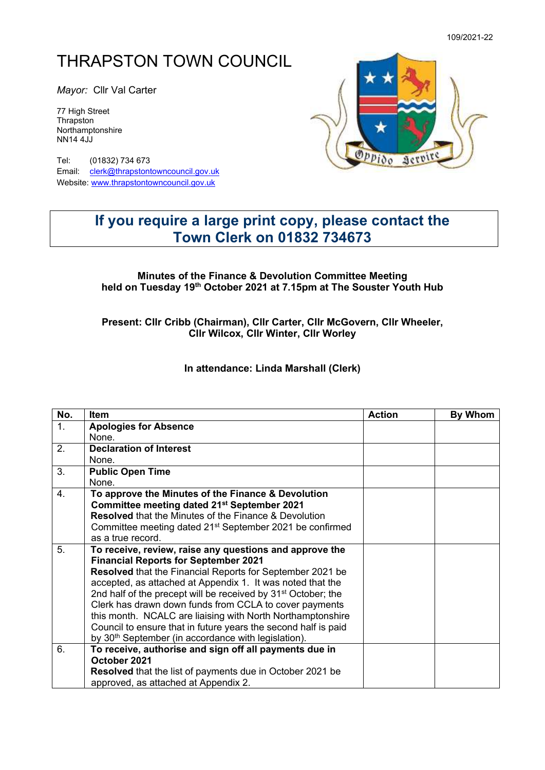109/2021-22

# THRAPSTON TOWN COUNCIL

*Mayor:* Cllr Val Carter

77 High Street
Thrapston
Northamptonshire
NN14 4JJ

Tel: (01832) 734 673
Email: clerk@thrapstontowncouncil.gov.uk
Website: www.thrapstontowncouncil.gov.uk

**If you require a large print copy, please contact the Town Clerk on 01832 734673**

**Minutes of the Finance & Devolution Committee Meeting held on Tuesday 19th October 2021 at 7.15pm at The Souster Youth Hub**

**Present: Cllr Cribb (Chairman), Cllr Carter, Cllr McGovern, Cllr Wheeler, Cllr Wilcox, Cllr Winter, Cllr Worley**

**In attendance: Linda Marshall (Clerk)**

| No. | Item | Action | By Whom |
|---|---|---|---|
| 1. | **Apologies for Absence**<br>None. | | |
| 2. | **Declaration of Interest**<br>None. | | |
| 3. | **Public Open Time**<br>None. | | |
| 4. | **To approve the Minutes of the Finance & Devolution Committee meeting dated 21st September 2021**<br>**Resolved** that the Minutes of the Finance & Devolution Committee meeting dated 21st September 2021 be confirmed as a true record. | | |
| 5. | **To receive, review, raise any questions and approve the Financial Reports for September 2021**<br>**Resolved** that the Financial Reports for September 2021 be accepted, as attached at Appendix 1. It was noted that the 2nd half of the precept will be received by 31st October; the Clerk has drawn down funds from CCLA to cover payments this month. NCALC are liaising with North Northamptonshire Council to ensure that in future years the second half is paid by 30th September (in accordance with legislation). | | |
| 6. | **To receive, authorise and sign off all payments due in October 2021**<br>**Resolved** that the list of payments due in October 2021 be approved, as attached at Appendix 2. | | |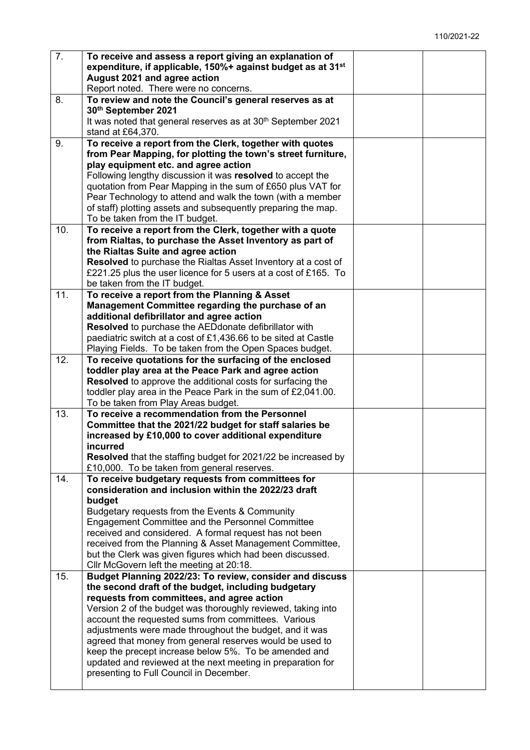| | | | |
|---|---|---|---|
| 7. | **To receive and assess a report giving an explanation of expenditure, if applicable, 150%+ against budget as at 31st August 2021 and agree action**<br>Report noted. There were no concerns. | | |
| 8. | **To review and note the Council's general reserves as at 30th September 2021**<br>It was noted that general reserves as at 30th September 2021 stand at £64,370. | | |
| 9. | **To receive a report from the Clerk, together with quotes from Pear Mapping, for plotting the town's street furniture, play equipment etc. and agree action**<br>Following lengthy discussion it was **resolved** to accept the quotation from Pear Mapping in the sum of £650 plus VAT for Pear Technology to attend and walk the town (with a member of staff) plotting assets and subsequently preparing the map. To be taken from the IT budget. | | |
| 10. | **To receive a report from the Clerk, together with a quote from Rialtas, to purchase the Asset Inventory as part of the Rialtas Suite and agree action**<br>**Resolved** to purchase the Rialtas Asset Inventory at a cost of £221.25 plus the user licence for 5 users at a cost of £165. To be taken from the IT budget. | | |
| 11. | **To receive a report from the Planning & Asset Management Committee regarding the purchase of an additional defibrillator and agree action**<br>**Resolved** to purchase the AEDdonate defibrillator with paediatric switch at a cost of £1,436.66 to be sited at Castle Playing Fields. To be taken from the Open Spaces budget. | | |
| 12. | **To receive quotations for the surfacing of the enclosed toddler play area at the Peace Park and agree action**<br>**Resolved** to approve the additional costs for surfacing the toddler play area in the Peace Park in the sum of £2,041.00. To be taken from Play Areas budget. | | |
| 13. | **To receive a recommendation from the Personnel Committee that the 2021/22 budget for staff salaries be increased by £10,000 to cover additional expenditure incurred**<br>**Resolved** that the staffing budget for 2021/22 be increased by £10,000. To be taken from general reserves. | | |
| 14. | **To receive budgetary requests from committees for consideration and inclusion within the 2022/23 draft budget**<br>Budgetary requests from the Events & Community Engagement Committee and the Personnel Committee received and considered. A formal request has not been received from the Planning & Asset Management Committee, but the Clerk was given figures which had been discussed.<br>Cllr McGovern left the meeting at 20:18. | | |
| 15. | **Budget Planning 2022/23: To review, consider and discuss the second draft of the budget, including budgetary requests from committees, and agree action**<br>Version 2 of the budget was thoroughly reviewed, taking into account the requested sums from committees. Various adjustments were made throughout the budget, and it was agreed that money from general reserves would be used to keep the precept increase below 5%. To be amended and updated and reviewed at the next meeting in preparation for presenting to Full Council in December. | | |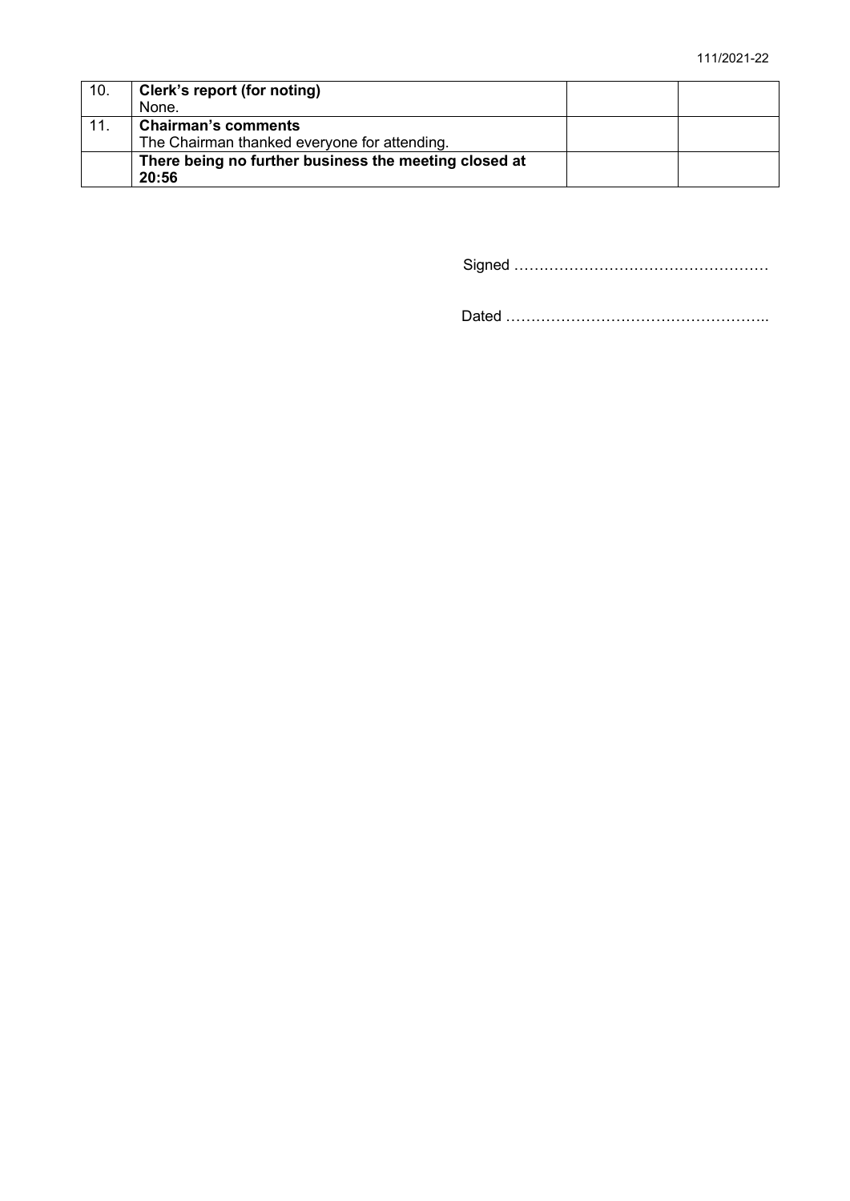| 10. | **Clerk's report (for noting)**<br>None. | | |
|---|---|---|---|
| 11. | **Chairman's comments**<br>The Chairman thanked everyone for attending. | | |
| | **There being no further business the meeting closed at 20:56** | | |

Signed ……………………………………………

Dated ……………………………………………..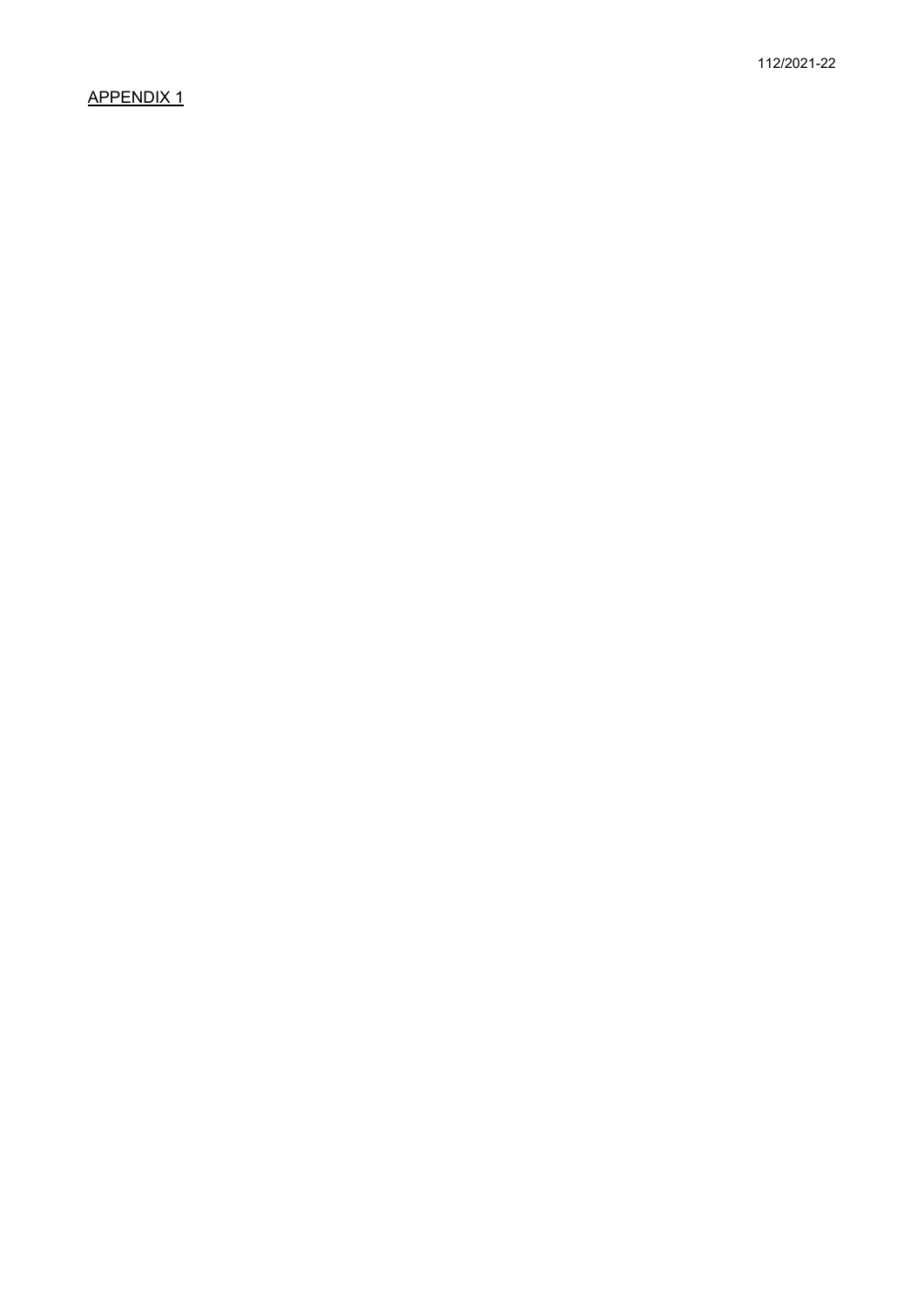APPENDIX 1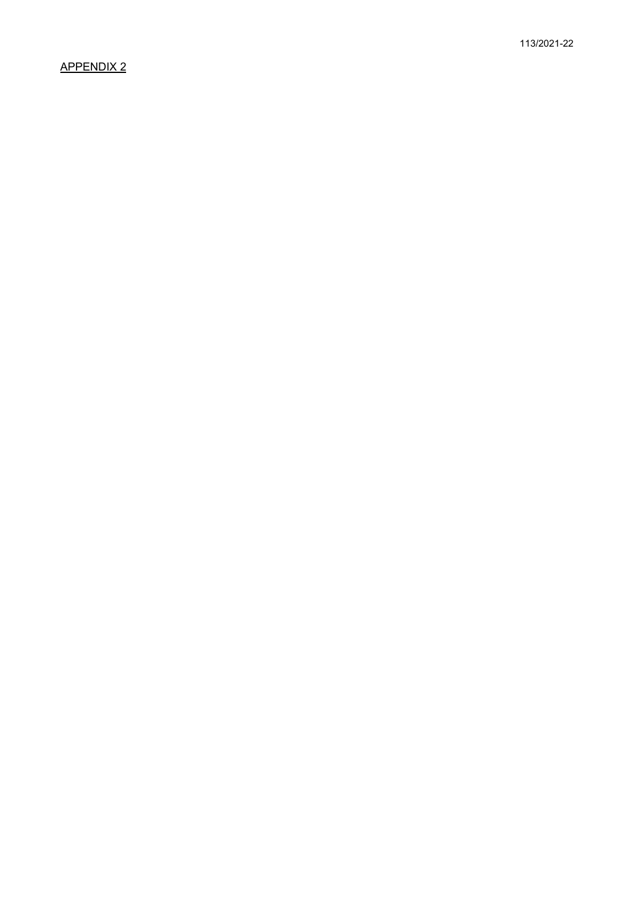113/2021-22

<u>APPENDIX 2</u>